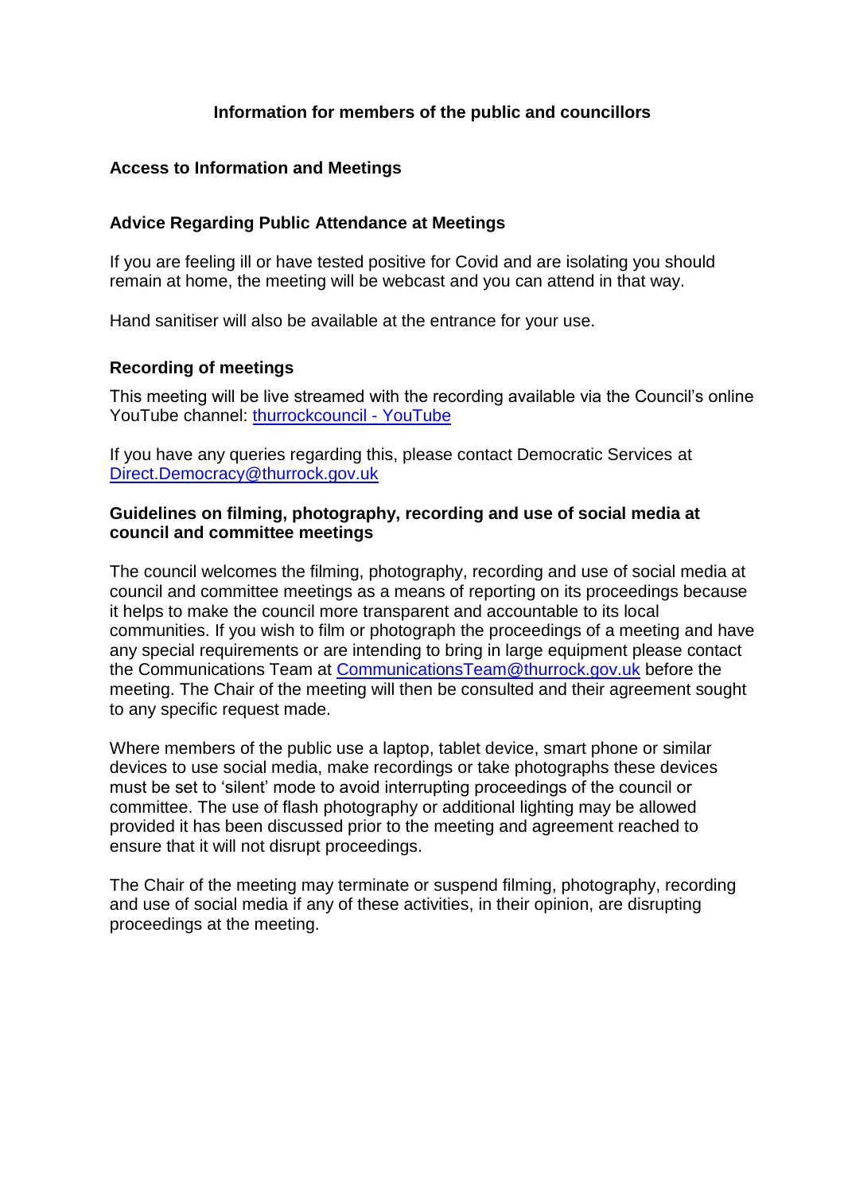# Information for members of the public and councillors

## Access to Information and Meetings

### Advice Regarding Public Attendance at Meetings

If you are feeling ill or have tested positive for Covid and are isolating you should remain at home, the meeting will be webcast and you can attend in that way.

Hand sanitiser will also be available at the entrance for your use.

### Recording of meetings

This meeting will be live streamed with the recording available via the Council's online YouTube channel: [thurrockcouncil - YouTube]

If you have any queries regarding this, please contact Democratic Services at Direct.Democracy@thurrock.gov.uk

### Guidelines on filming, photography, recording and use of social media at council and committee meetings

The council welcomes the filming, photography, recording and use of social media at council and committee meetings as a means of reporting on its proceedings because it helps to make the council more transparent and accountable to its local communities. If you wish to film or photograph the proceedings of a meeting and have any special requirements or are intending to bring in large equipment please contact the Communications Team at CommunicationsTeam@thurrock.gov.uk before the meeting. The Chair of the meeting will then be consulted and their agreement sought to any specific request made.

Where members of the public use a laptop, tablet device, smart phone or similar devices to use social media, make recordings or take photographs these devices must be set to 'silent' mode to avoid interrupting proceedings of the council or committee. The use of flash photography or additional lighting may be allowed provided it has been discussed prior to the meeting and agreement reached to ensure that it will not disrupt proceedings.

The Chair of the meeting may terminate or suspend filming, photography, recording and use of social media if any of these activities, in their opinion, are disrupting proceedings at the meeting.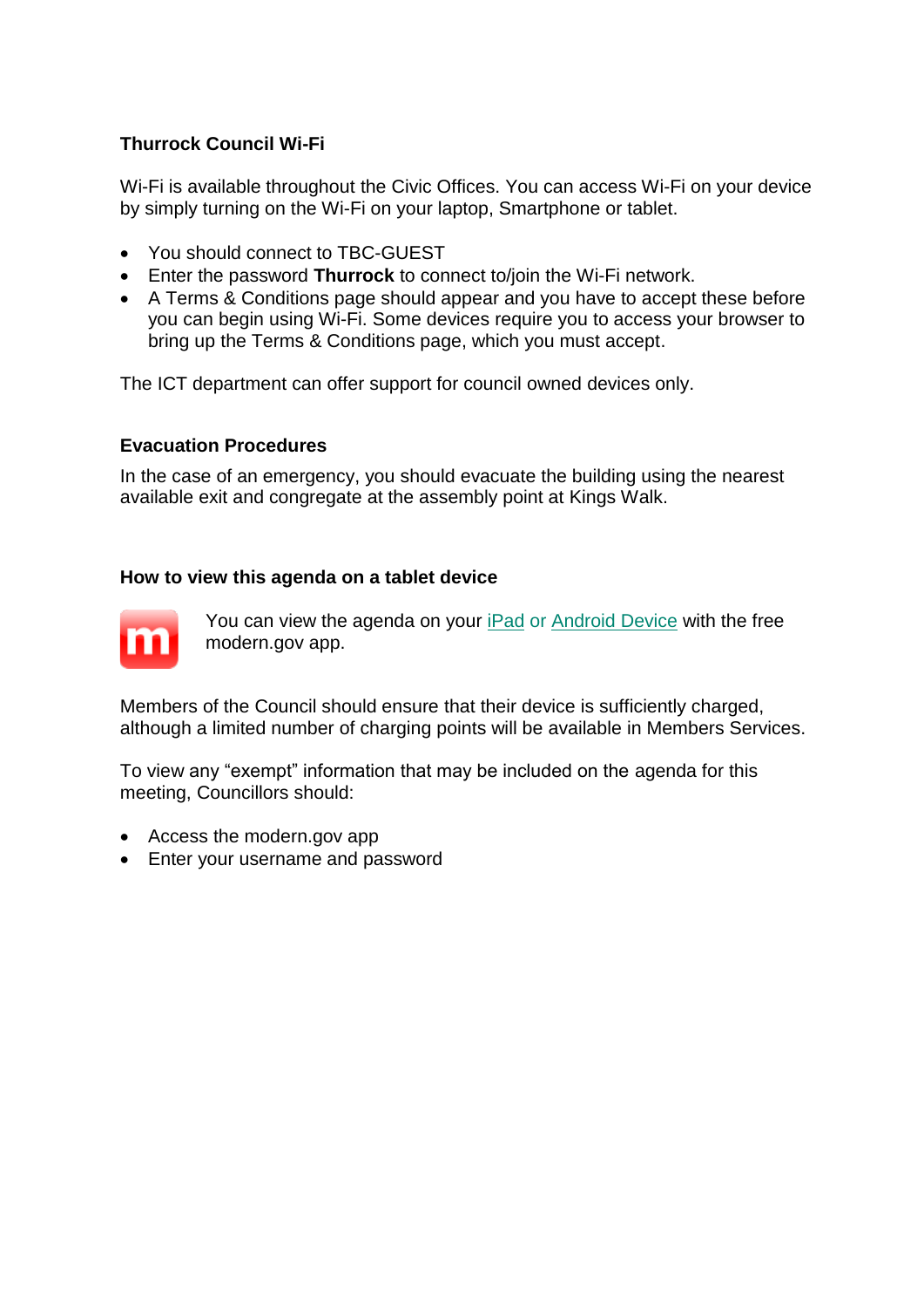**Thurrock Council Wi-Fi**

Wi-Fi is available throughout the Civic Offices. You can access Wi-Fi on your device by simply turning on the Wi-Fi on your laptop, Smartphone or tablet.

- You should connect to TBC-GUEST
- Enter the password **Thurrock** to connect to/join the Wi-Fi network.
- A Terms & Conditions page should appear and you have to accept these before you can begin using Wi-Fi. Some devices require you to access your browser to bring up the Terms & Conditions page, which you must accept.

The ICT department can offer support for council owned devices only.

**Evacuation Procedures**

In the case of an emergency, you should evacuate the building using the nearest available exit and congregate at the assembly point at Kings Walk.

**How to view this agenda on a tablet device**

You can view the agenda on your iPad or Android Device with the free modern.gov app.

Members of the Council should ensure that their device is sufficiently charged, although a limited number of charging points will be available in Members Services.

To view any “exempt” information that may be included on the agenda for this meeting, Councillors should:

- Access the modern.gov app
- Enter your username and password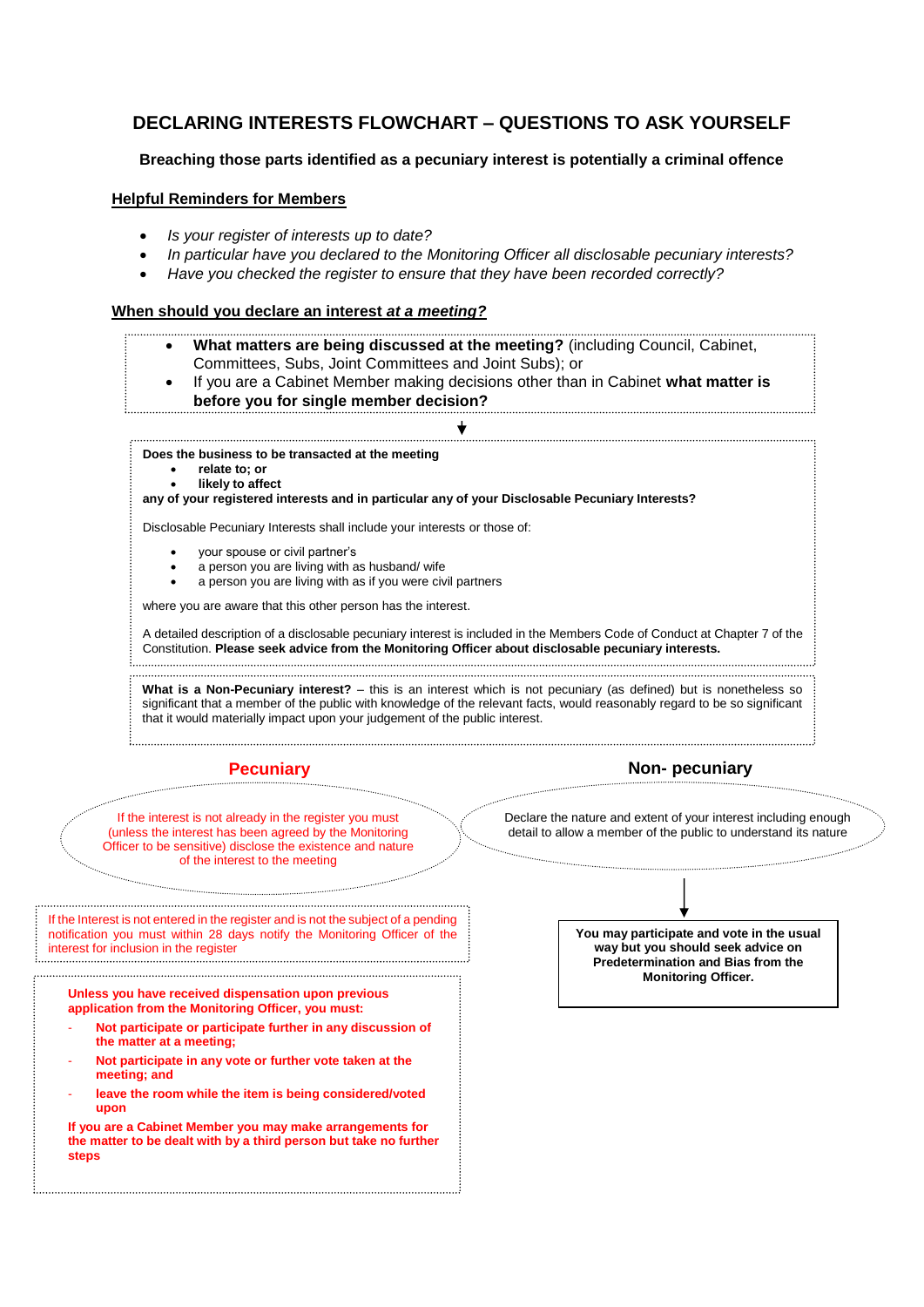# DECLARING INTERESTS FLOWCHART – QUESTIONS TO ASK YOURSELF

**Breaching those parts identified as a pecuniary interest is potentially a criminal offence**

## Helpful Reminders for Members

- *Is your register of interests up to date?*
- *In particular have you declared to the Monitoring Officer all disclosable pecuniary interests?*
- *Have you checked the register to ensure that they have been recorded correctly?*

## When should you declare an interest *at a meeting?*

- **What matters are being discussed at the meeting?** (including Council, Cabinet, Committees, Subs, Joint Committees and Joint Subs); or
- If you are a Cabinet Member making decisions other than in Cabinet **what matter is before you for single member decision?**

↓

**Does the business to be transacted at the meeting**

- **relate to; or**
- **likely to affect**

**any of your registered interests and in particular any of your Disclosable Pecuniary Interests?**

Disclosable Pecuniary Interests shall include your interests or those of:

- your spouse or civil partner's
- a person you are living with as husband/ wife
- a person you are living with as if you were civil partners

where you are aware that this other person has the interest.

A detailed description of a disclosable pecuniary interest is included in the Members Code of Conduct at Chapter 7 of the Constitution. **Please seek advice from the Monitoring Officer about disclosable pecuniary interests.**

**What is a Non-Pecuniary interest?** – this is an interest which is not pecuniary (as defined) but is nonetheless so significant that a member of the public with knowledge of the relevant facts, would reasonably regard to be so significant that it would materially impact upon your judgement of the public interest.

### Pecuniary

If the interest is not already in the register you must (unless the interest has been agreed by the Monitoring Officer to be sensitive) disclose the existence and nature of the interest to the meeting

If the Interest is not entered in the register and is not the subject of a pending notification you must within 28 days notify the Monitoring Officer of the interest for inclusion in the register

**Unless you have received dispensation upon previous application from the Monitoring Officer, you must:**

- **Not participate or participate further in any discussion of the matter at a meeting;**
- **Not participate in any vote or further vote taken at the meeting; and**
- **leave the room while the item is being considered/voted upon**

**If you are a Cabinet Member you may make arrangements for the matter to be dealt with by a third person but take no further steps**

### Non- pecuniary

Declare the nature and extent of your interest including enough detail to allow a member of the public to understand its nature

↓

**You may participate and vote in the usual way but you should seek advice on Predetermination and Bias from the Monitoring Officer.**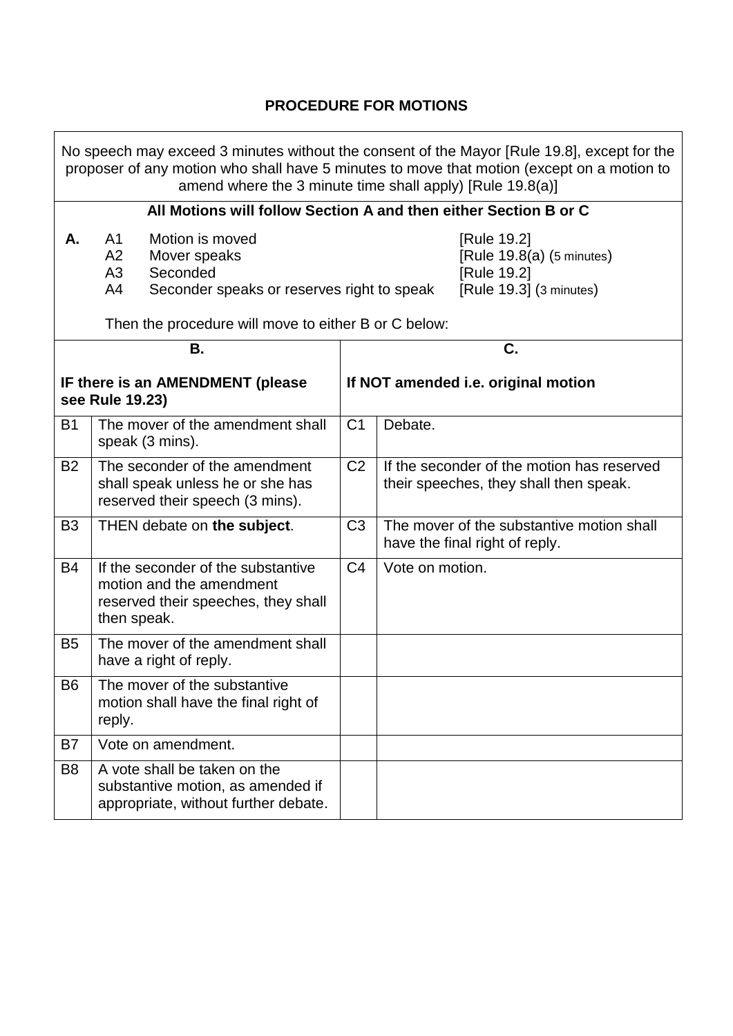## PROCEDURE FOR MOTIONS

No speech may exceed 3 minutes without the consent of the Mayor [Rule 19.8], except for the proposer of any motion who shall have 5 minutes to move that motion (except on a motion to amend where the 3 minute time shall apply) [Rule 19.8(a)]

**All Motions will follow Section A and then either Section B or C**

**A.**

| | | |
|---|---|---|
| A1 | Motion is moved | [Rule 19.2] |
| A2 | Mover speaks | [Rule 19.8(a) (5 minutes) |
| A3 | Seconded | [Rule 19.2] |
| A4 | Seconder speaks or reserves right to speak | [Rule 19.3] (3 minutes) |

Then the procedure will move to either B or C below:

| **B.** **IF there is an AMENDMENT (please see Rule 19.23)** | | **C.** **If NOT amended i.e. original motion** | |
|---|---|---|---|
| B1 | The mover of the amendment shall speak (3 mins). | C1 | Debate. |
| B2 | The seconder of the amendment shall speak unless he or she has reserved their speech (3 mins). | C2 | If the seconder of the motion has reserved their speeches, they shall then speak. |
| B3 | THEN debate on **the subject**. | C3 | The mover of the substantive motion shall have the final right of reply. |
| B4 | If the seconder of the substantive motion and the amendment reserved their speeches, they shall then speak. | C4 | Vote on motion. |
| B5 | The mover of the amendment shall have a right of reply. | | |
| B6 | The mover of the substantive motion shall have the final right of reply. | | |
| B7 | Vote on amendment. | | |
| B8 | A vote shall be taken on the substantive motion, as amended if appropriate, without further debate. | | |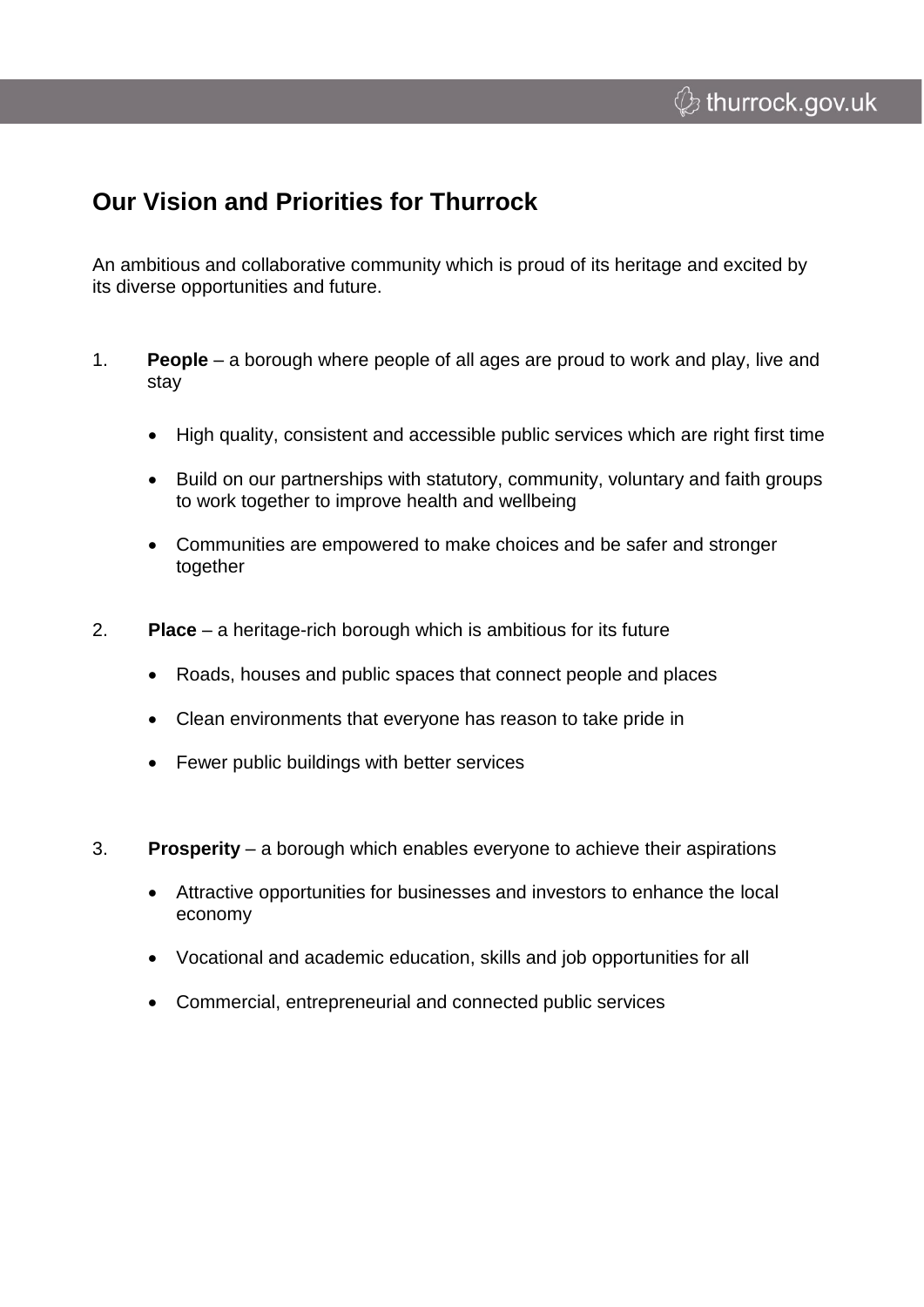## Our Vision and Priorities for Thurrock

An ambitious and collaborative community which is proud of its heritage and excited by its diverse opportunities and future.

1. **People** – a borough where people of all ages are proud to work and play, live and stay

    - High quality, consistent and accessible public services which are right first time
    - Build on our partnerships with statutory, community, voluntary and faith groups to work together to improve health and wellbeing
    - Communities are empowered to make choices and be safer and stronger together

2. **Place** – a heritage-rich borough which is ambitious for its future

    - Roads, houses and public spaces that connect people and places
    - Clean environments that everyone has reason to take pride in
    - Fewer public buildings with better services

3. **Prosperity** – a borough which enables everyone to achieve their aspirations

    - Attractive opportunities for businesses and investors to enhance the local economy
    - Vocational and academic education, skills and job opportunities for all
    - Commercial, entrepreneurial and connected public services